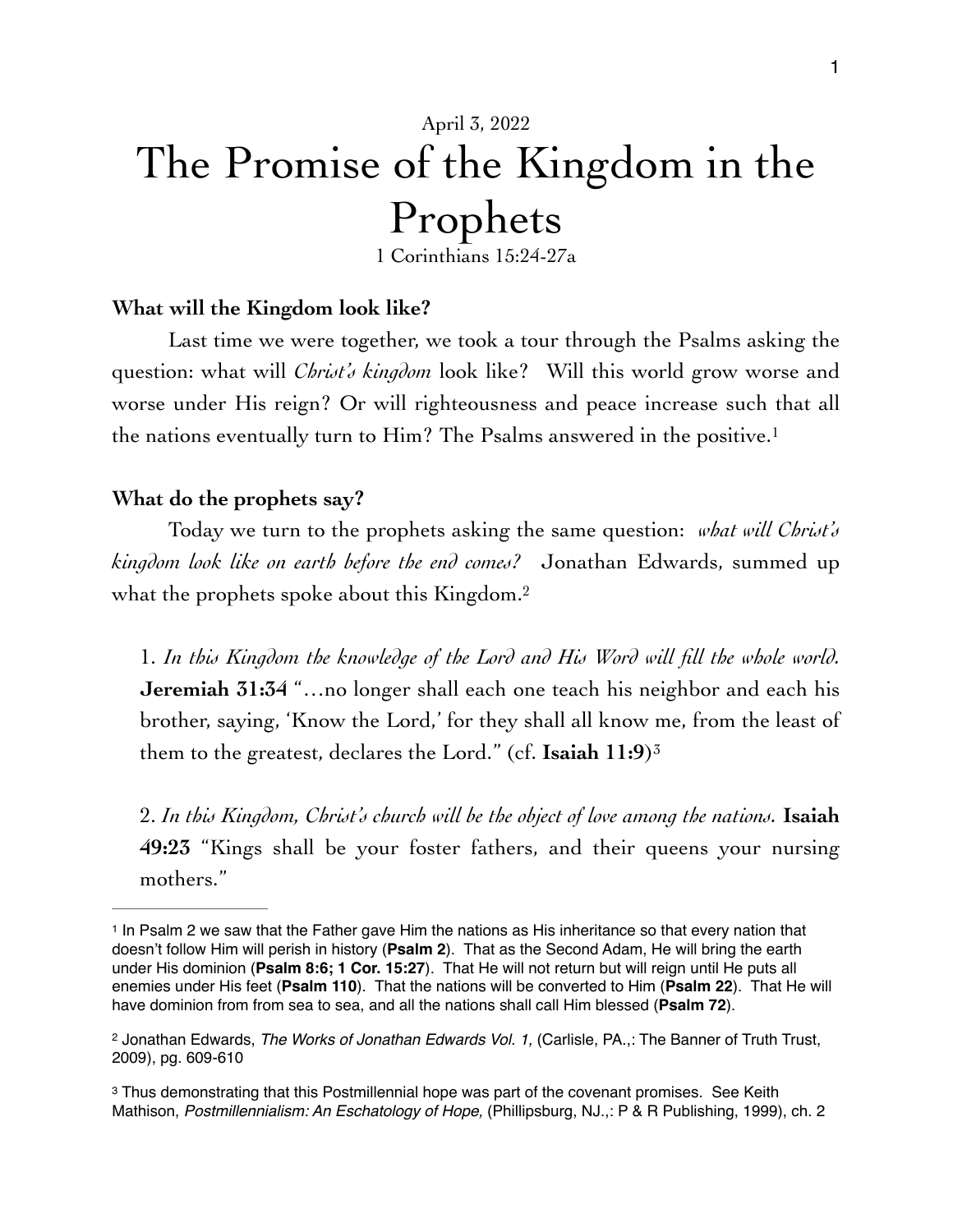April 3, 2022

# The Promise of the Kingdom in the Prophets

1 Corinthians 15:24-27a

**What will the Kingdom look like?**

Last time we were together, we took a tour through the Psalms asking the question: what will *Christ's kingdom* look like? Will this world grow worse and worse under His reign? Or will righteousness and peace increase such that all the nations eventually turn to Him? The Psalms answered in the positive.[1]

**What do the prophets say?**

Today we turn to the prophets asking the same question: *what will Christ's kingdom look like on earth before the end comes?* Jonathan Edwards, summed up what the prophets spoke about this Kingdom.[2]

1. *In this Kingdom the knowledge of the Lord and His Word will fill the whole world.* **Jeremiah 31:34** "…no longer shall each one teach his neighbor and each his brother, saying, 'Know the Lord,' for they shall all know me, from the least of them to the greatest, declares the Lord." (cf. **Isaiah 11:9**)[3]

2. *In this Kingdom, Christ's church will be the object of love among the nations.* **Isaiah 49:23** "Kings shall be your foster fathers, and their queens your nursing mothers."

---

[1] In Psalm 2 we saw that the Father gave Him the nations as His inheritance so that every nation that doesn't follow Him will perish in history (**Psalm 2**). That as the Second Adam, He will bring the earth under His dominion (**Psalm 8:6; 1 Cor. 15:27**). That He will not return but will reign until He puts all enemies under His feet (**Psalm 110**). That the nations will be converted to Him (**Psalm 22**). That He will have dominion from from sea to sea, and all the nations shall call Him blessed (**Psalm 72**).

[2] Jonathan Edwards, *The Works of Jonathan Edwards Vol. 1,* (Carlisle, PA.,: The Banner of Truth Trust, 2009), pg. 609-610

[3] Thus demonstrating that this Postmillennial hope was part of the covenant promises. See Keith Mathison, *Postmillennialism: An Eschatology of Hope,* (Phillipsburg, NJ.,: P & R Publishing, 1999), ch. 2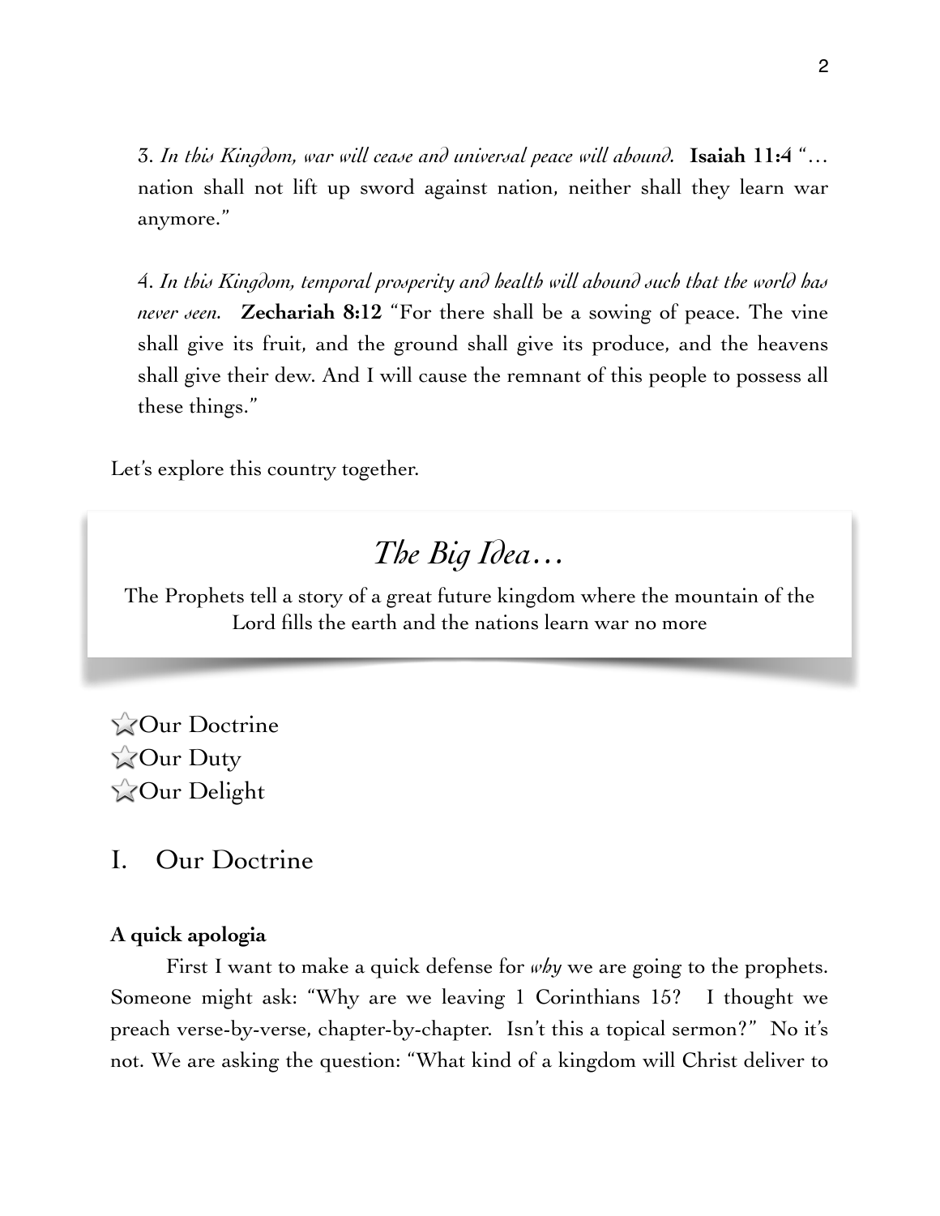3. *In this Kingdom, war will cease and universal peace will abound.* **Isaiah 11:4** "… nation shall not lift up sword against nation, neither shall they learn war anymore."

4. *In this Kingdom, temporal prosperity and health will abound such that the world has never seen.* **Zechariah 8:12** "For there shall be a sowing of peace. The vine shall give its fruit, and the ground shall give its produce, and the heavens shall give their dew. And I will cause the remnant of this people to possess all these things."

Let's explore this country together.

> ## *The Big Idea…*
>
> The Prophets tell a story of a great future kingdom where the mountain of the Lord fills the earth and the nations learn war no more

⭐Our Doctrine
⭐Our Duty
⭐Our Delight

## I. Our Doctrine

**A quick apologia**

First I want to make a quick defense for *why* we are going to the prophets. Someone might ask: "Why are we leaving 1 Corinthians 15? I thought we preach verse-by-verse, chapter-by-chapter. Isn't this a topical sermon?" No it's not. We are asking the question: "What kind of a kingdom will Christ deliver to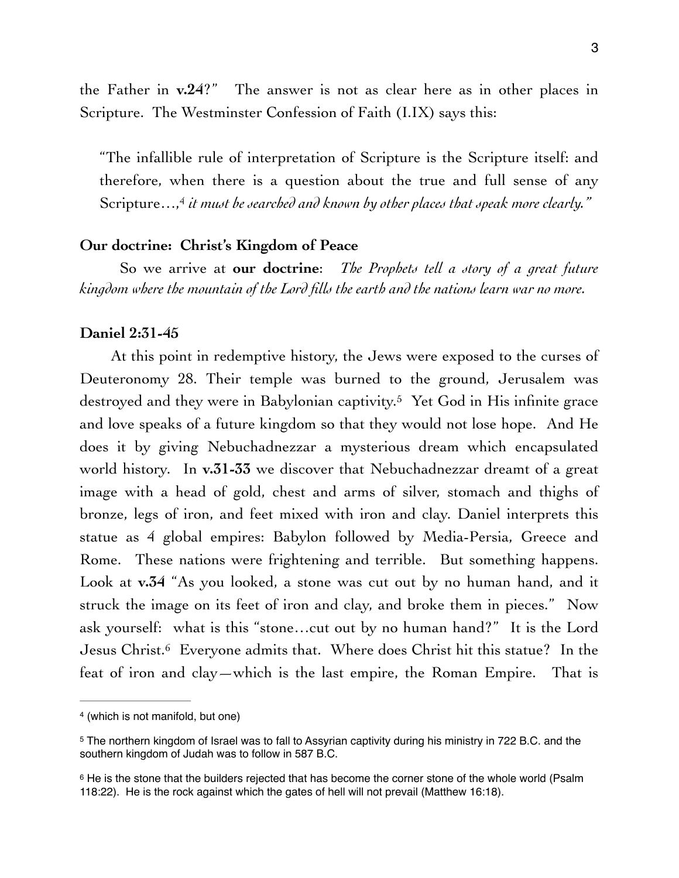the Father in **v.24**?" The answer is not as clear here as in other places in Scripture. The Westminster Confession of Faith (I.IX) says this:

> "The infallible rule of interpretation of Scripture is the Scripture itself: and therefore, when there is a question about the true and full sense of any Scripture…,[4] *it must be searched and known by other places that speak more clearly."*

### Our doctrine: Christ's Kingdom of Peace

So we arrive at **our doctrine**: *The Prophets tell a story of a great future kingdom where the mountain of the Lord fills the earth and the nations learn war no more.*

### Daniel 2:31-45

At this point in redemptive history, the Jews were exposed to the curses of Deuteronomy 28. Their temple was burned to the ground, Jerusalem was destroyed and they were in Babylonian captivity.[5] Yet God in His infinite grace and love speaks of a future kingdom so that they would not lose hope. And He does it by giving Nebuchadnezzar a mysterious dream which encapsulated world history. In **v.31-33** we discover that Nebuchadnezzar dreamt of a great image with a head of gold, chest and arms of silver, stomach and thighs of bronze, legs of iron, and feet mixed with iron and clay. Daniel interprets this statue as 4 global empires: Babylon followed by Media-Persia, Greece and Rome. These nations were frightening and terrible. But something happens. Look at **v.34** "As you looked, a stone was cut out by no human hand, and it struck the image on its feet of iron and clay, and broke them in pieces." Now ask yourself: what is this "stone…cut out by no human hand?" It is the Lord Jesus Christ.[6] Everyone admits that. Where does Christ hit this statue? In the feat of iron and clay—which is the last empire, the Roman Empire. That is

---

[4] (which is not manifold, but one)

[5] The northern kingdom of Israel was to fall to Assyrian captivity during his ministry in 722 B.C. and the southern kingdom of Judah was to follow in 587 B.C.

[6] He is the stone that the builders rejected that has become the corner stone of the whole world (Psalm 118:22). He is the rock against which the gates of hell will not prevail (Matthew 16:18).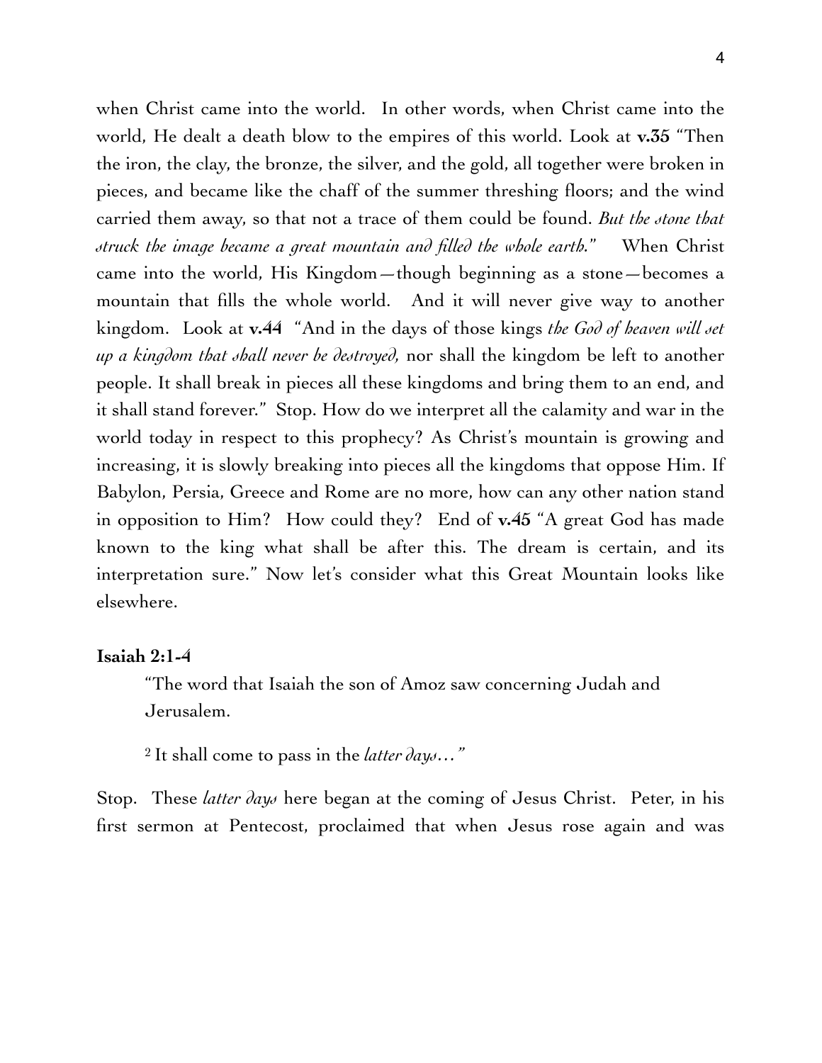when Christ came into the world. In other words, when Christ came into the world, He dealt a death blow to the empires of this world. Look at **v.35** "Then the iron, the clay, the bronze, the silver, and the gold, all together were broken in pieces, and became like the chaff of the summer threshing floors; and the wind carried them away, so that not a trace of them could be found. *But the stone that struck the image became a great mountain and filled the whole earth.*" When Christ came into the world, His Kingdom—though beginning as a stone—becomes a mountain that fills the whole world. And it will never give way to another kingdom. Look at **v.44** "And in the days of those kings *the God of heaven will set up a kingdom that shall never be destroyed,* nor shall the kingdom be left to another people. It shall break in pieces all these kingdoms and bring them to an end, and it shall stand forever." Stop. How do we interpret all the calamity and war in the world today in respect to this prophecy? As Christ's mountain is growing and increasing, it is slowly breaking into pieces all the kingdoms that oppose Him. If Babylon, Persia, Greece and Rome are no more, how can any other nation stand in opposition to Him? How could they? End of **v.45** "A great God has made known to the king what shall be after this. The dream is certain, and its interpretation sure." Now let's consider what this Great Mountain looks like elsewhere.

**Isaiah 2:1-4**

> "The word that Isaiah the son of Amoz saw concerning Judah and Jerusalem.
>
> 2 It shall come to pass in the *latter days…"*

Stop. These *latter days* here began at the coming of Jesus Christ. Peter, in his first sermon at Pentecost, proclaimed that when Jesus rose again and was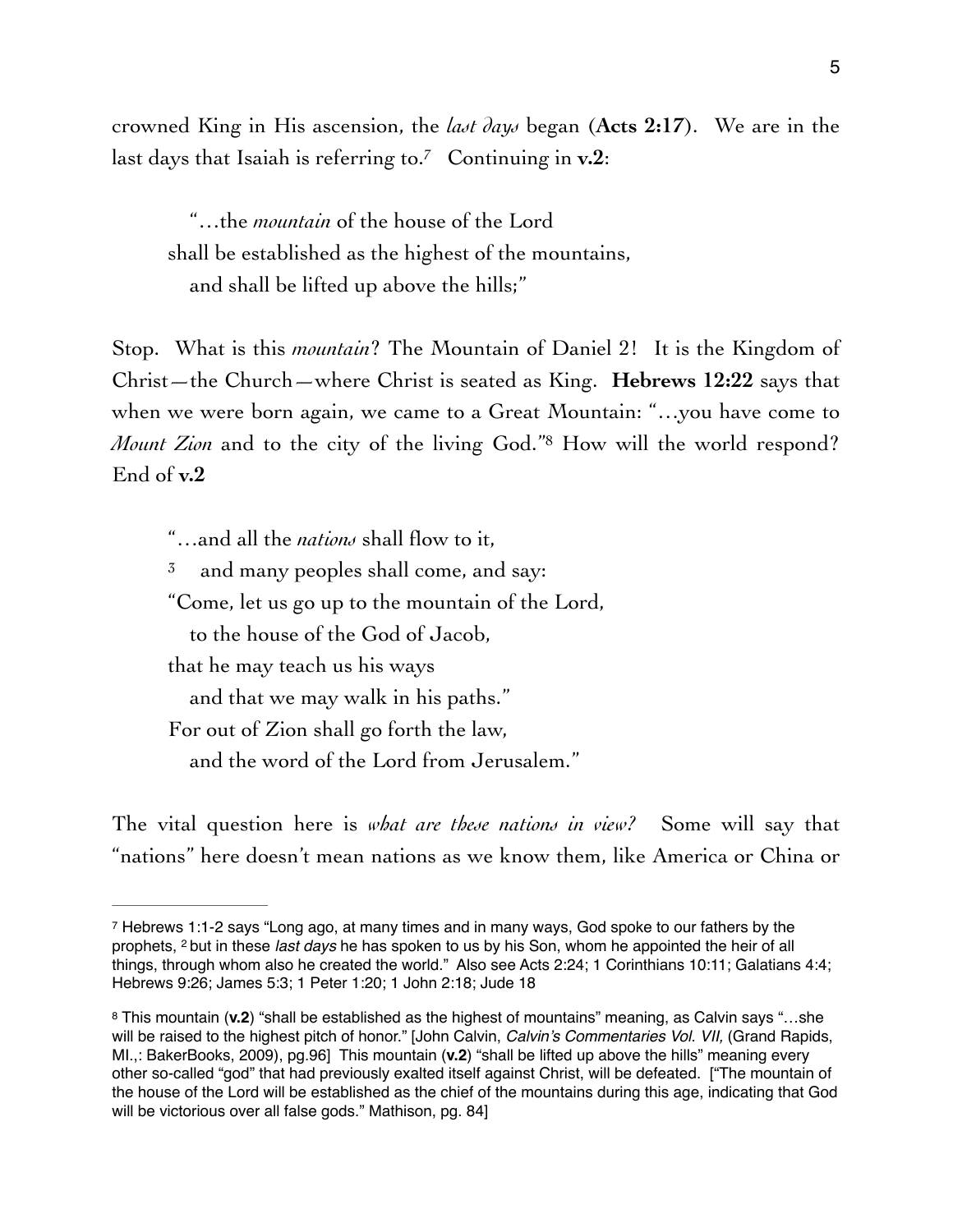crowned King in His ascension, the *last days* began (**Acts 2:17**). We are in the last days that Isaiah is referring to.[7] Continuing in **v.2**:

> "…the *mountain* of the house of the Lord
> shall be established as the highest of the mountains,
> and shall be lifted up above the hills;"

Stop. What is this *mountain*? The Mountain of Daniel 2! It is the Kingdom of Christ—the Church—where Christ is seated as King. **Hebrews 12:22** says that when we were born again, we came to a Great Mountain: "…you have come to *Mount Zion* and to the city of the living God."[8] How will the world respond? End of **v.2**

> "…and all the *nations* shall flow to it,
> [3] and many peoples shall come, and say:
> "Come, let us go up to the mountain of the Lord,
> to the house of the God of Jacob,
> that he may teach us his ways
> and that we may walk in his paths."
> For out of Zion shall go forth the law,
> and the word of the Lord from Jerusalem."

The vital question here is *what are these nations in view?* Some will say that "nations" here doesn't mean nations as we know them, like America or China or

---

[7] Hebrews 1:1-2 says "Long ago, at many times and in many ways, God spoke to our fathers by the prophets, [2] but in these *last days* he has spoken to us by his Son, whom he appointed the heir of all things, through whom also he created the world." Also see Acts 2:24; 1 Corinthians 10:11; Galatians 4:4; Hebrews 9:26; James 5:3; 1 Peter 1:20; 1 John 2:18; Jude 18

[8] This mountain (**v.2**) "shall be established as the highest of mountains" meaning, as Calvin says "…she will be raised to the highest pitch of honor." [John Calvin, *Calvin's Commentaries Vol. VII,* (Grand Rapids, MI.,: BakerBooks, 2009), pg.96] This mountain (**v.2**) "shall be lifted up above the hills" meaning every other so-called "god" that had previously exalted itself against Christ, will be defeated. ["The mountain of the house of the Lord will be established as the chief of the mountains during this age, indicating that God will be victorious over all false gods." Mathison, pg. 84]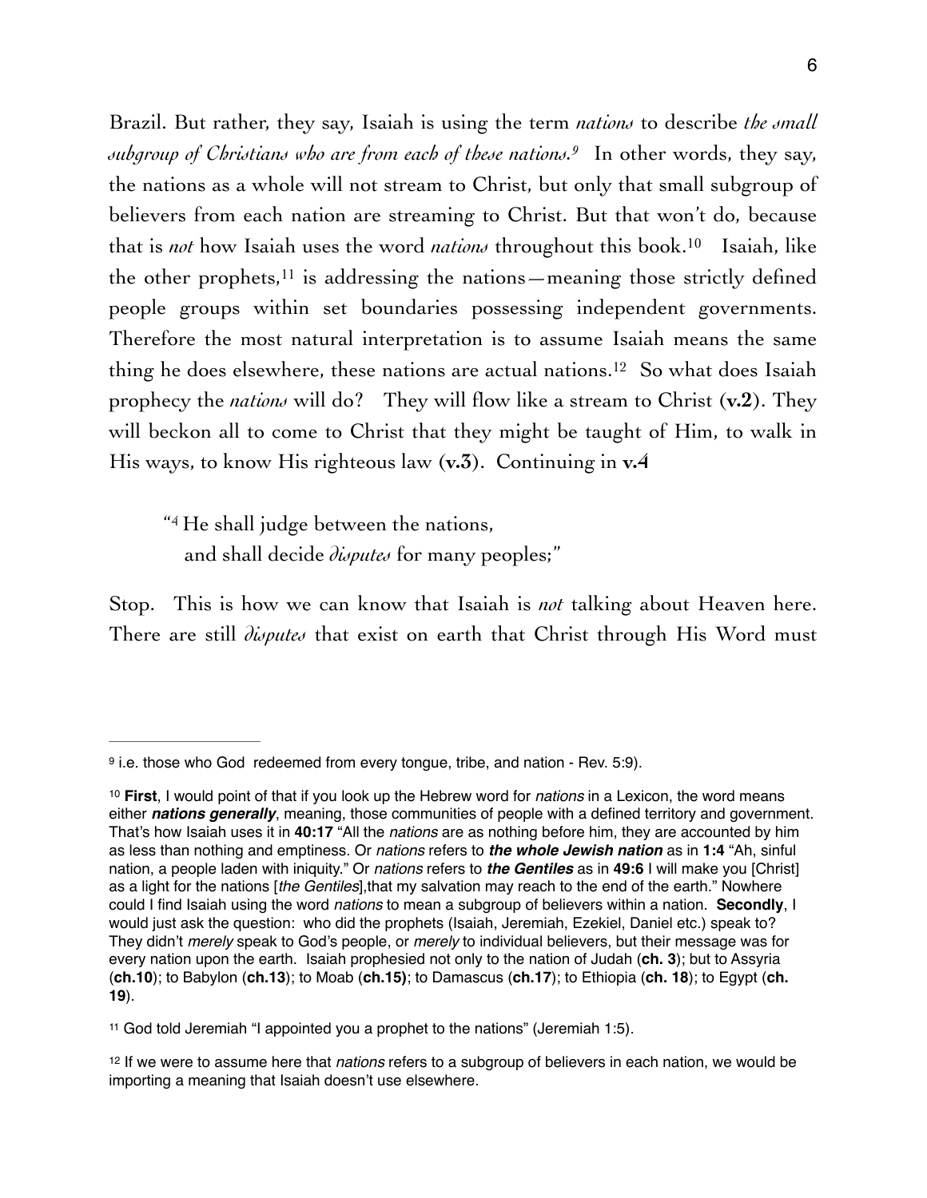Brazil. But rather, they say, Isaiah is using the term *nations* to describe *the small subgroup of Christians who are from each of these nations.*[9] In other words, they say, the nations as a whole will not stream to Christ, but only that small subgroup of believers from each nation are streaming to Christ. But that won't do, because that is *not* how Isaiah uses the word *nations* throughout this book.[10] Isaiah, like the other prophets,[11] is addressing the nations—meaning those strictly defined people groups within set boundaries possessing independent governments. Therefore the most natural interpretation is to assume Isaiah means the same thing he does elsewhere, these nations are actual nations.[12] So what does Isaiah prophecy the *nations* will do? They will flow like a stream to Christ (**v.2**). They will beckon all to come to Christ that they might be taught of Him, to walk in His ways, to know His righteous law (**v.3**). Continuing in **v.4**

> "[4] He shall judge between the nations,
> and shall decide *disputes* for many peoples;"

Stop. This is how we can know that Isaiah is *not* talking about Heaven here. There are still *disputes* that exist on earth that Christ through His Word must

---

[9] i.e. those who God redeemed from every tongue, tribe, and nation - Rev. 5:9).

[10] **First**, I would point of that if you look up the Hebrew word for *nations* in a Lexicon, the word means either ***nations generally***, meaning, those communities of people with a defined territory and government. That's how Isaiah uses it in **40:17** "All the *nations* are as nothing before him, they are accounted by him as less than nothing and emptiness. Or *nations* refers to ***the whole Jewish nation*** as in **1:4** "Ah, sinful nation, a people laden with iniquity." Or *nations* refers to ***the Gentiles*** as in **49:6** I will make you [Christ] as a light for the nations [*the Gentiles*],that my salvation may reach to the end of the earth." Nowhere could I find Isaiah using the word *nations* to mean a subgroup of believers within a nation. **Secondly**, I would just ask the question: who did the prophets (Isaiah, Jeremiah, Ezekiel, Daniel etc.) speak to? They didn't *merely* speak to God's people, or *merely* to individual believers, but their message was for every nation upon the earth. Isaiah prophesied not only to the nation of Judah (**ch. 3**); but to Assyria (**ch.10**); to Babylon (**ch.13**); to Moab (**ch.15)**; to Damascus (**ch.17**); to Ethiopia (**ch. 18**); to Egypt (**ch. 19**).

[11] God told Jeremiah "I appointed you a prophet to the nations" (Jeremiah 1:5).

[12] If we were to assume here that *nations* refers to a subgroup of believers in each nation, we would be importing a meaning that Isaiah doesn't use elsewhere.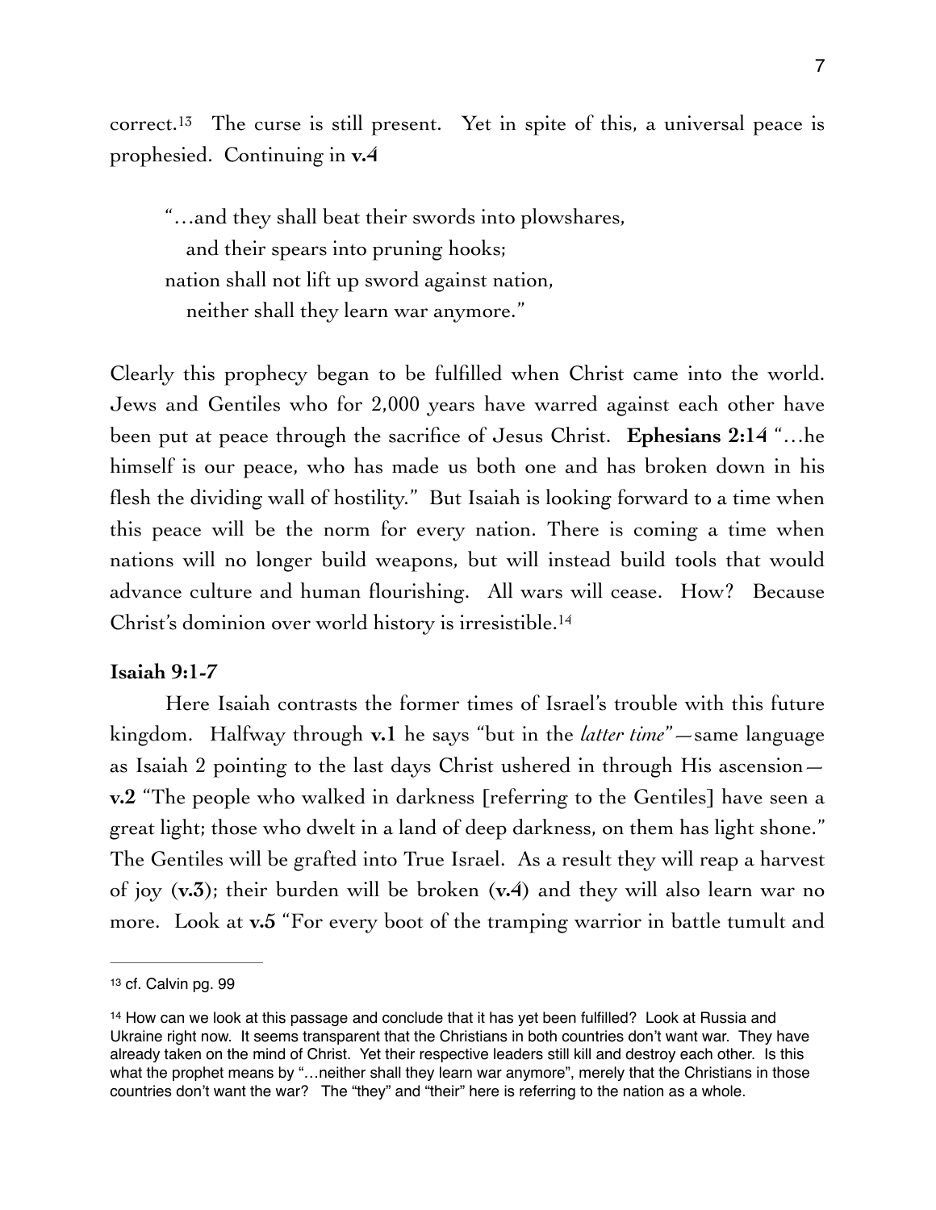correct.[13] The curse is still present. Yet in spite of this, a universal peace is prophesied. Continuing in **v.4**

> "…and they shall beat their swords into plowshares,
> and their spears into pruning hooks;
> nation shall not lift up sword against nation,
> neither shall they learn war anymore."

Clearly this prophecy began to be fulfilled when Christ came into the world. Jews and Gentiles who for 2,000 years have warred against each other have been put at peace through the sacrifice of Jesus Christ. **Ephesians 2:14** "…he himself is our peace, who has made us both one and has broken down in his flesh the dividing wall of hostility." But Isaiah is looking forward to a time when this peace will be the norm for every nation. There is coming a time when nations will no longer build weapons, but will instead build tools that would advance culture and human flourishing. All wars will cease. How? Because Christ's dominion over world history is irresistible.[14]

**Isaiah 9:1-7**

Here Isaiah contrasts the former times of Israel's trouble with this future kingdom. Halfway through **v.1** he says "but in the *latter time*"—same language as Isaiah 2 pointing to the last days Christ ushered in through His ascension—**v.2** "The people who walked in darkness [referring to the Gentiles] have seen a great light; those who dwelt in a land of deep darkness, on them has light shone." The Gentiles will be grafted into True Israel. As a result they will reap a harvest of joy (**v.3**); their burden will be broken (**v.4**) and they will also learn war no more. Look at **v.5** "For every boot of the tramping warrior in battle tumult and

---

[13] cf. Calvin pg. 99

[14] How can we look at this passage and conclude that it has yet been fulfilled? Look at Russia and Ukraine right now. It seems transparent that the Christians in both countries don't want war. They have already taken on the mind of Christ. Yet their respective leaders still kill and destroy each other. Is this what the prophet means by "…neither shall they learn war anymore", merely that the Christians in those countries don't want the war? The "they" and "their" here is referring to the nation as a whole.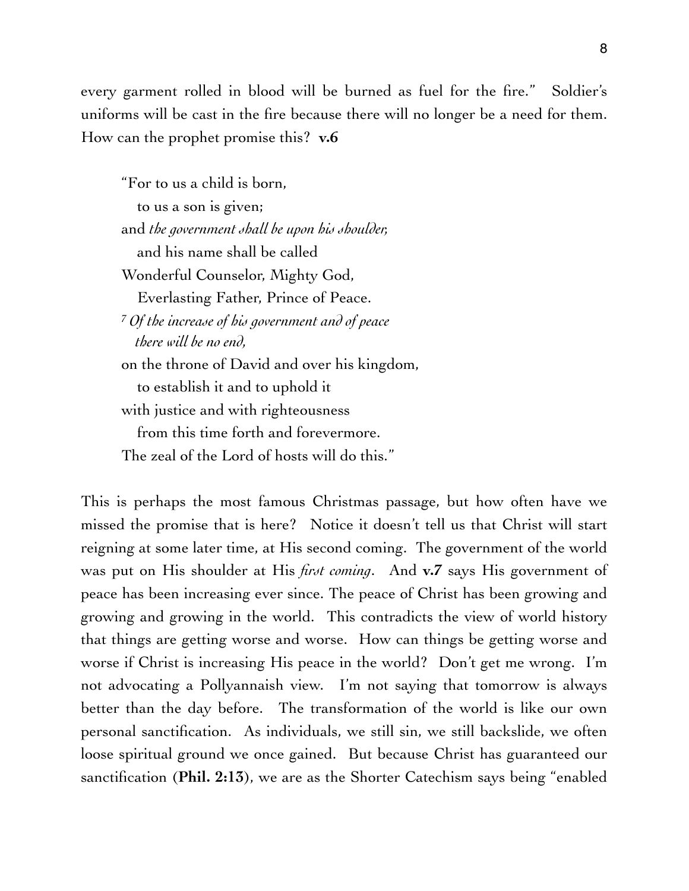every garment rolled in blood will be burned as fuel for the fire." Soldier's uniforms will be cast in the fire because there will no longer be a need for them. How can the prophet promise this? **v.6**

> "For to us a child is born,
> to us a son is given;
> and *the government shall be upon his shoulder,*
> and his name shall be called
> Wonderful Counselor, Mighty God,
> Everlasting Father, Prince of Peace.
> [7] *Of the increase of his government and of peace*
> *there will be no end,*
> on the throne of David and over his kingdom,
> to establish it and to uphold it
> with justice and with righteousness
> from this time forth and forevermore.
> The zeal of the Lord of hosts will do this."

This is perhaps the most famous Christmas passage, but how often have we missed the promise that is here? Notice it doesn't tell us that Christ will start reigning at some later time, at His second coming. The government of the world was put on His shoulder at His *first coming*. And **v.7** says His government of peace has been increasing ever since. The peace of Christ has been growing and growing and growing in the world. This contradicts the view of world history that things are getting worse and worse. How can things be getting worse and worse if Christ is increasing His peace in the world? Don't get me wrong. I'm not advocating a Pollyannaish view. I'm not saying that tomorrow is always better than the day before. The transformation of the world is like our own personal sanctification. As individuals, we still sin, we still backslide, we often loose spiritual ground we once gained. But because Christ has guaranteed our sanctification (**Phil. 2:13**), we are as the Shorter Catechism says being "enabled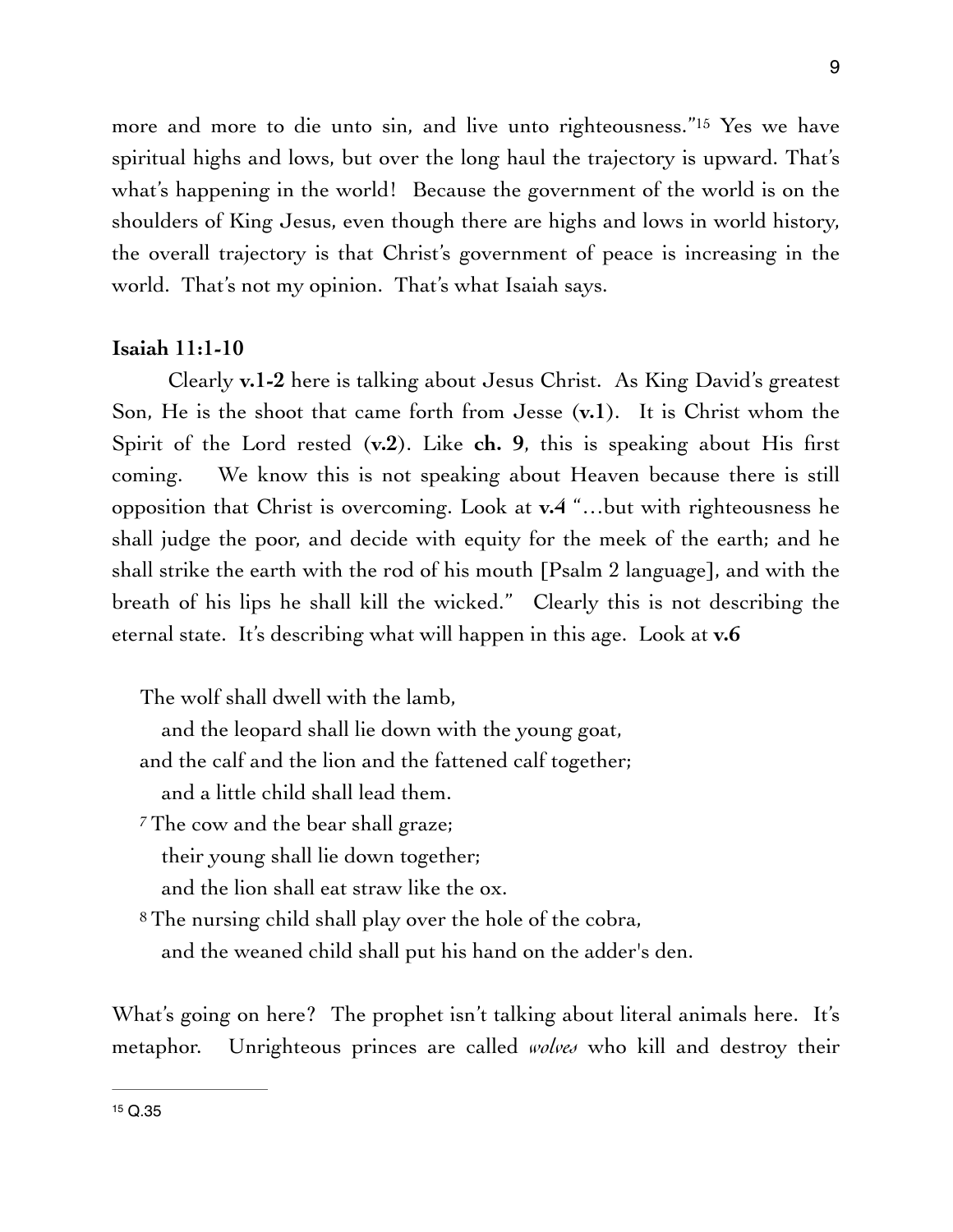more and more to die unto sin, and live unto righteousness."[15] Yes we have spiritual highs and lows, but over the long haul the trajectory is upward. That's what's happening in the world! Because the government of the world is on the shoulders of King Jesus, even though there are highs and lows in world history, the overall trajectory is that Christ's government of peace is increasing in the world. That's not my opinion. That's what Isaiah says.

**Isaiah 11:1-10**

Clearly **v.1-2** here is talking about Jesus Christ. As King David's greatest Son, He is the shoot that came forth from Jesse (**v.1**). It is Christ whom the Spirit of the Lord rested (**v.2**). Like **ch. 9**, this is speaking about His first coming. We know this is not speaking about Heaven because there is still opposition that Christ is overcoming. Look at **v.4** "…but with righteousness he shall judge the poor, and decide with equity for the meek of the earth; and he shall strike the earth with the rod of his mouth [Psalm 2 language], and with the breath of his lips he shall kill the wicked." Clearly this is not describing the eternal state. It's describing what will happen in this age. Look at **v.6**

> The wolf shall dwell with the lamb,
> and the leopard shall lie down with the young goat,
> and the calf and the lion and the fattened calf together;
> and a little child shall lead them.
> [7] The cow and the bear shall graze;
> their young shall lie down together;
> and the lion shall eat straw like the ox.
> [8] The nursing child shall play over the hole of the cobra,
> and the weaned child shall put his hand on the adder's den.

What's going on here? The prophet isn't talking about literal animals here. It's metaphor. Unrighteous princes are called *wolves* who kill and destroy their

---

[15] Q.35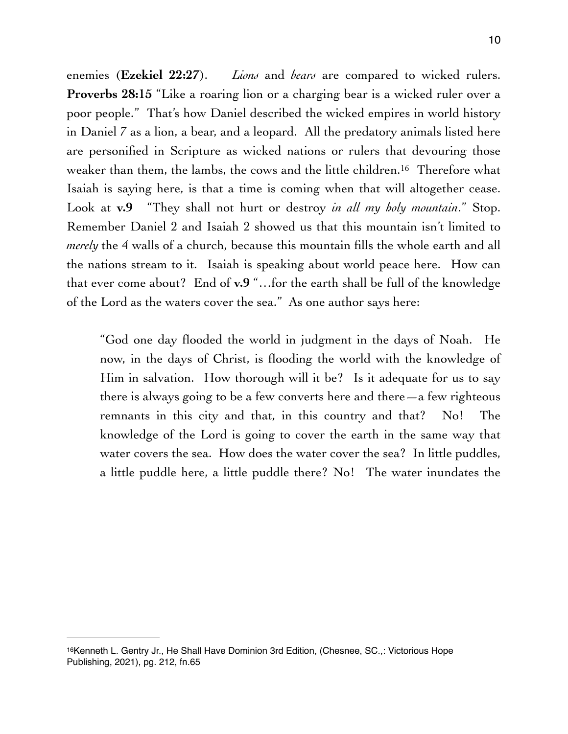enemies (**Ezekiel 22:27**). *Lions* and *bears* are compared to wicked rulers. **Proverbs 28:15** "Like a roaring lion or a charging bear is a wicked ruler over a poor people." That's how Daniel described the wicked empires in world history in Daniel 7 as a lion, a bear, and a leopard. All the predatory animals listed here are personified in Scripture as wicked nations or rulers that devouring those weaker than them, the lambs, the cows and the little children.[16] Therefore what Isaiah is saying here, is that a time is coming when that will altogether cease. Look at **v.9** "They shall not hurt or destroy *in all my holy mountain*." Stop. Remember Daniel 2 and Isaiah 2 showed us that this mountain isn't limited to *merely* the 4 walls of a church, because this mountain fills the whole earth and all the nations stream to it. Isaiah is speaking about world peace here. How can that ever come about? End of **v.9** "…for the earth shall be full of the knowledge of the Lord as the waters cover the sea." As one author says here:

> "God one day flooded the world in judgment in the days of Noah. He now, in the days of Christ, is flooding the world with the knowledge of Him in salvation. How thorough will it be? Is it adequate for us to say there is always going to be a few converts here and there—a few righteous remnants in this city and that, in this country and that? No! The knowledge of the Lord is going to cover the earth in the same way that water covers the sea. How does the water cover the sea? In little puddles, a little puddle here, a little puddle there? No! The water inundates the

---

[16] Kenneth L. Gentry Jr., He Shall Have Dominion 3rd Edition, (Chesnee, SC.,: Victorious Hope Publishing, 2021), pg. 212, fn.65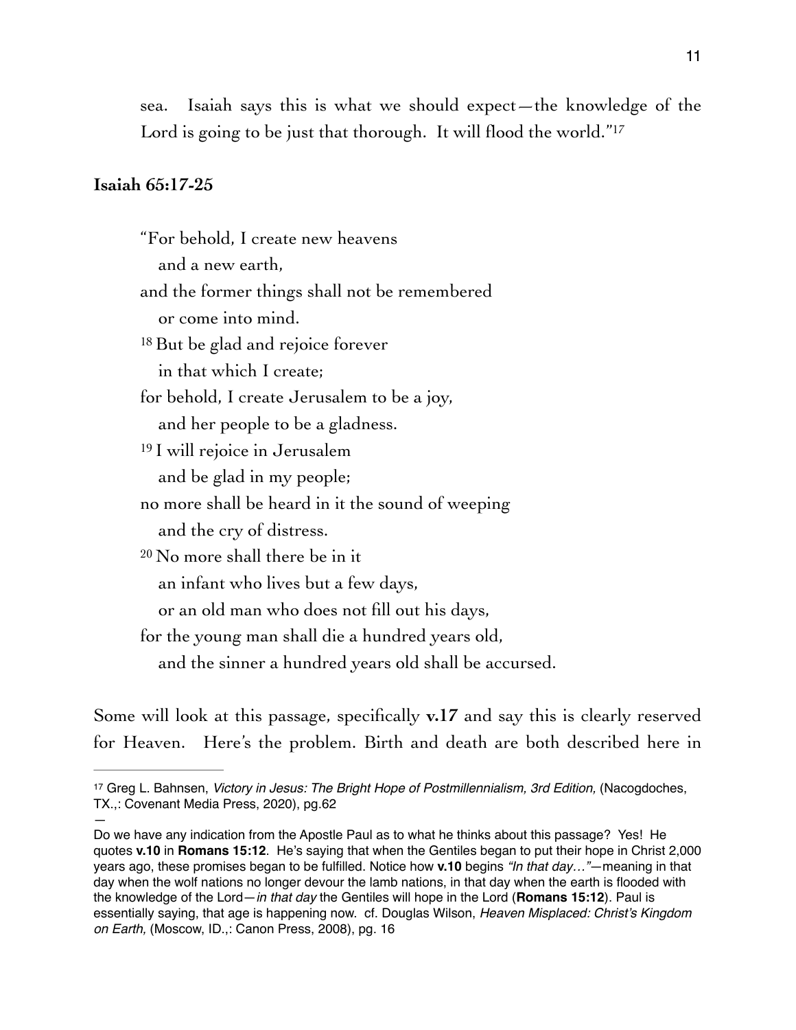sea. Isaiah says this is what we should expect—the knowledge of the Lord is going to be just that thorough. It will flood the world."[17]

**Isaiah 65:17-25**

> "For behold, I create new heavens
> and a new earth,
> and the former things shall not be remembered
> or come into mind.
> [18] But be glad and rejoice forever
> in that which I create;
> for behold, I create Jerusalem to be a joy,
> and her people to be a gladness.
> [19] I will rejoice in Jerusalem
> and be glad in my people;
> no more shall be heard in it the sound of weeping
> and the cry of distress.
> [20] No more shall there be in it
> an infant who lives but a few days,
> or an old man who does not fill out his days,
> for the young man shall die a hundred years old,
> and the sinner a hundred years old shall be accursed.

Some will look at this passage, specifically **v.17** and say this is clearly reserved for Heaven. Here's the problem. Birth and death are both described here in

---

[17] Greg L. Bahnsen, *Victory in Jesus: The Bright Hope of Postmillennialism, 3rd Edition,* (Nacogdoches, TX.,: Covenant Media Press, 2020), pg.62

—

Do we have any indication from the Apostle Paul as to what he thinks about this passage? Yes! He quotes **v.10** in **Romans 15:12**. He's saying that when the Gentiles began to put their hope in Christ 2,000 years ago, these promises began to be fulfilled. Notice how **v.10** begins *"In that day…"*—meaning in that day when the wolf nations no longer devour the lamb nations, in that day when the earth is flooded with the knowledge of the Lord—*in that day* the Gentiles will hope in the Lord (**Romans 15:12**). Paul is essentially saying, that age is happening now. cf. Douglas Wilson, *Heaven Misplaced: Christ's Kingdom on Earth,* (Moscow, ID.,: Canon Press, 2008), pg. 16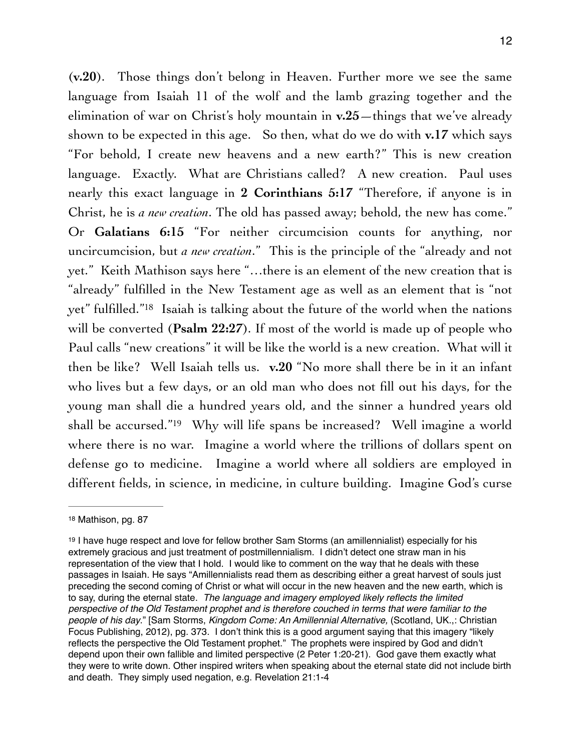**(v.20)**. Those things don't belong in Heaven. Further more we see the same language from Isaiah 11 of the wolf and the lamb grazing together and the elimination of war on Christ's holy mountain in **v.25**—things that we've already shown to be expected in this age. So then, what do we do with **v.17** which says "For behold, I create new heavens and a new earth?" This is new creation language. Exactly. What are Christians called? A new creation. Paul uses nearly this exact language in **2 Corinthians 5:17** "Therefore, if anyone is in Christ, he is *a new creation*. The old has passed away; behold, the new has come." Or **Galatians 6:15** "For neither circumcision counts for anything, nor uncircumcision, but *a new creation*." This is the principle of the "already and not yet." Keith Mathison says here "…there is an element of the new creation that is "already" fulfilled in the New Testament age as well as an element that is "not yet" fulfilled."[18] Isaiah is talking about the future of the world when the nations will be converted (**Psalm 22:27**). If most of the world is made up of people who Paul calls "new creations" it will be like the world is a new creation. What will it then be like? Well Isaiah tells us. **v.20** "No more shall there be in it an infant who lives but a few days, or an old man who does not fill out his days, for the young man shall die a hundred years old, and the sinner a hundred years old shall be accursed."[19] Why will life spans be increased? Well imagine a world where there is no war. Imagine a world where the trillions of dollars spent on defense go to medicine. Imagine a world where all soldiers are employed in different fields, in science, in medicine, in culture building. Imagine God's curse

---

[18] Mathison, pg. 87

[19] I have huge respect and love for fellow brother Sam Storms (an amillennialist) especially for his extremely gracious and just treatment of postmillennialism. I didn't detect one straw man in his representation of the view that I hold. I would like to comment on the way that he deals with these passages in Isaiah. He says "Amillennialists read them as describing either a great harvest of souls just preceding the second coming of Christ or what will occur in the new heaven and the new earth, which is to say, during the eternal state. *The language and imagery employed likely reflects the limited perspective of the Old Testament prophet and is therefore couched in terms that were familiar to the people of his day.*" [Sam Storms, *Kingdom Come: An Amillennial Alternative,* (Scotland, UK.,: Christian Focus Publishing, 2012), pg. 373. I don't think this is a good argument saying that this imagery "likely reflects the perspective the Old Testament prophet." The prophets were inspired by God and didn't depend upon their own fallible and limited perspective (2 Peter 1:20-21). God gave them exactly what they were to write down. Other inspired writers when speaking about the eternal state did not include birth and death. They simply used negation, e.g. Revelation 21:1-4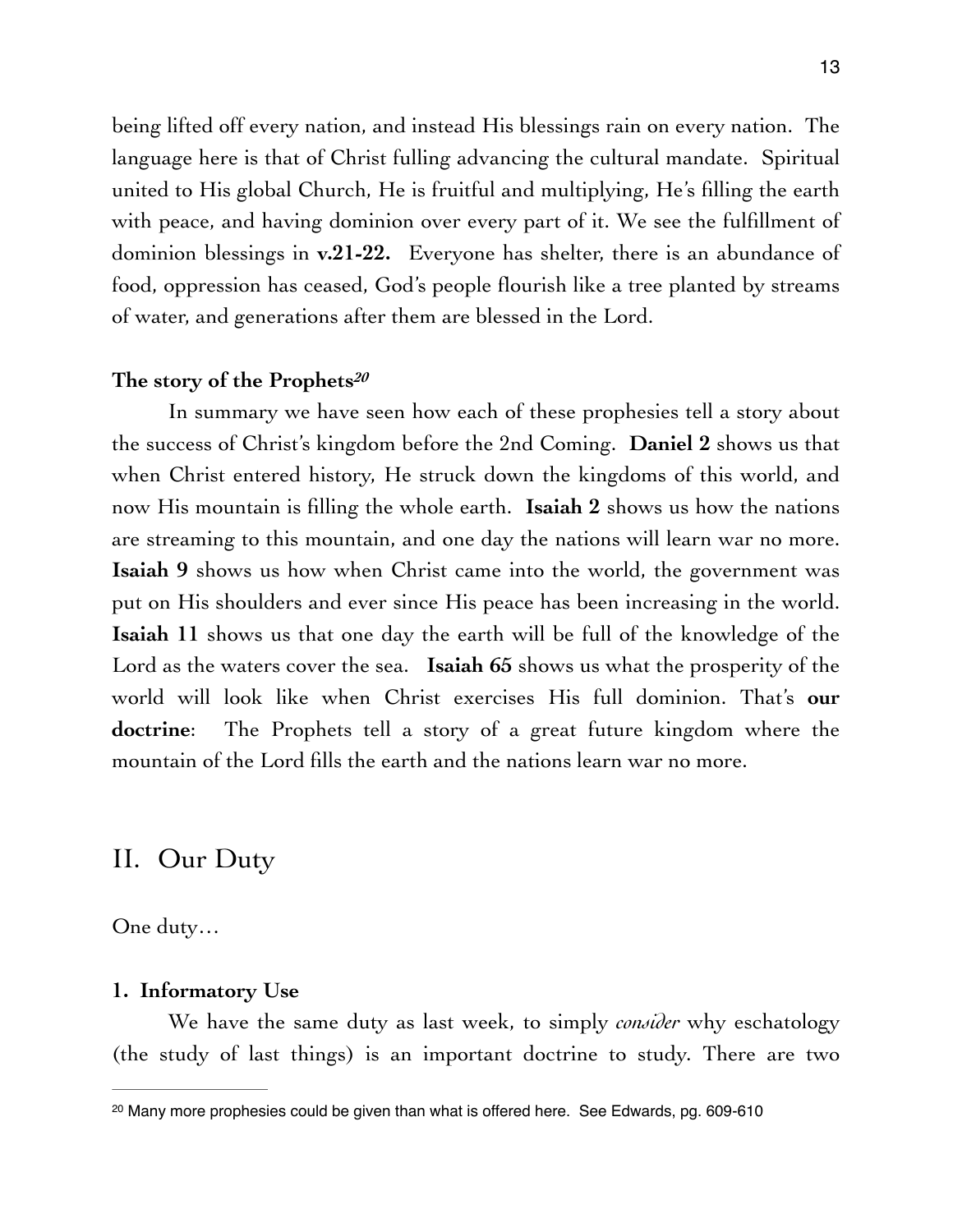being lifted off every nation, and instead His blessings rain on every nation. The language here is that of Christ fulling advancing the cultural mandate. Spiritual united to His global Church, He is fruitful and multiplying, He's filling the earth with peace, and having dominion over every part of it. We see the fulfillment of dominion blessings in **v.21-22.** Everyone has shelter, there is an abundance of food, oppression has ceased, God's people flourish like a tree planted by streams of water, and generations after them are blessed in the Lord.

**The story of the Prophets**[20]

In summary we have seen how each of these prophesies tell a story about the success of Christ's kingdom before the 2nd Coming. **Daniel 2** shows us that when Christ entered history, He struck down the kingdoms of this world, and now His mountain is filling the whole earth. **Isaiah 2** shows us how the nations are streaming to this mountain, and one day the nations will learn war no more. **Isaiah 9** shows us how when Christ came into the world, the government was put on His shoulders and ever since His peace has been increasing in the world. **Isaiah 11** shows us that one day the earth will be full of the knowledge of the Lord as the waters cover the sea. **Isaiah 65** shows us what the prosperity of the world will look like when Christ exercises His full dominion. That's **our doctrine**: The Prophets tell a story of a great future kingdom where the mountain of the Lord fills the earth and the nations learn war no more.

## II. Our Duty

One duty…

**1. Informatory Use**

We have the same duty as last week, to simply *consider* why eschatology (the study of last things) is an important doctrine to study. There are two

[20] Many more prophesies could be given than what is offered here. See Edwards, pg. 609-610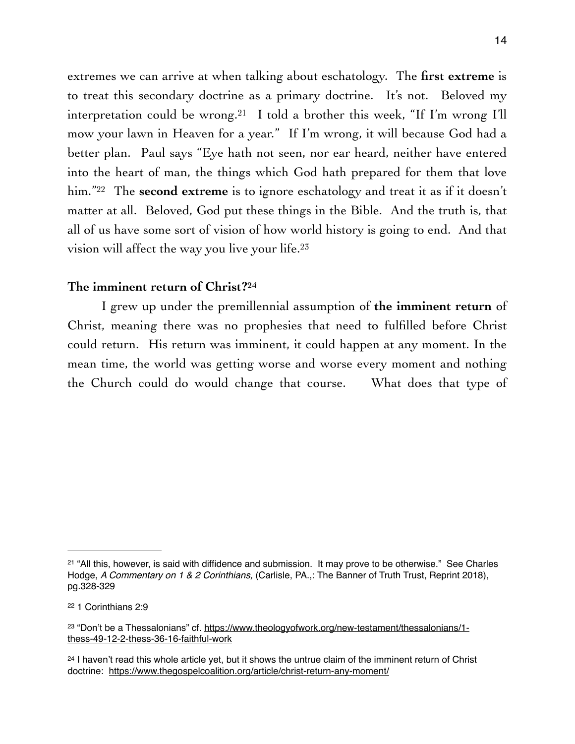extremes we can arrive at when talking about eschatology. The **first extreme** is to treat this secondary doctrine as a primary doctrine. It's not. Beloved my interpretation could be wrong.[21] I told a brother this week, "If I'm wrong I'll mow your lawn in Heaven for a year." If I'm wrong, it will because God had a better plan. Paul says "Eye hath not seen, nor ear heard, neither have entered into the heart of man, the things which God hath prepared for them that love him."[22] The **second extreme** is to ignore eschatology and treat it as if it doesn't matter at all. Beloved, God put these things in the Bible. And the truth is, that all of us have some sort of vision of how world history is going to end. And that vision will affect the way you live your life.[23]

### The imminent return of Christ?[24]

I grew up under the premillennial assumption of **the imminent return** of Christ, meaning there was no prophesies that need to fulfilled before Christ could return. His return was imminent, it could happen at any moment. In the mean time, the world was getting worse and worse every moment and nothing the Church could do would change that course. What does that type of

---

[21] "All this, however, is said with diffidence and submission. It may prove to be otherwise." See Charles Hodge, *A Commentary on 1 & 2 Corinthians,* (Carlisle, PA.,: The Banner of Truth Trust, Reprint 2018), pg.328-329

[22] 1 Corinthians 2:9

[23] "Don't be a Thessalonians" cf. https://www.theologyofwork.org/new-testament/thessalonians/1-thess-49-12-2-thess-36-16-faithful-work

[24] I haven't read this whole article yet, but it shows the untrue claim of the imminent return of Christ doctrine: https://www.thegospelcoalition.org/article/christ-return-any-moment/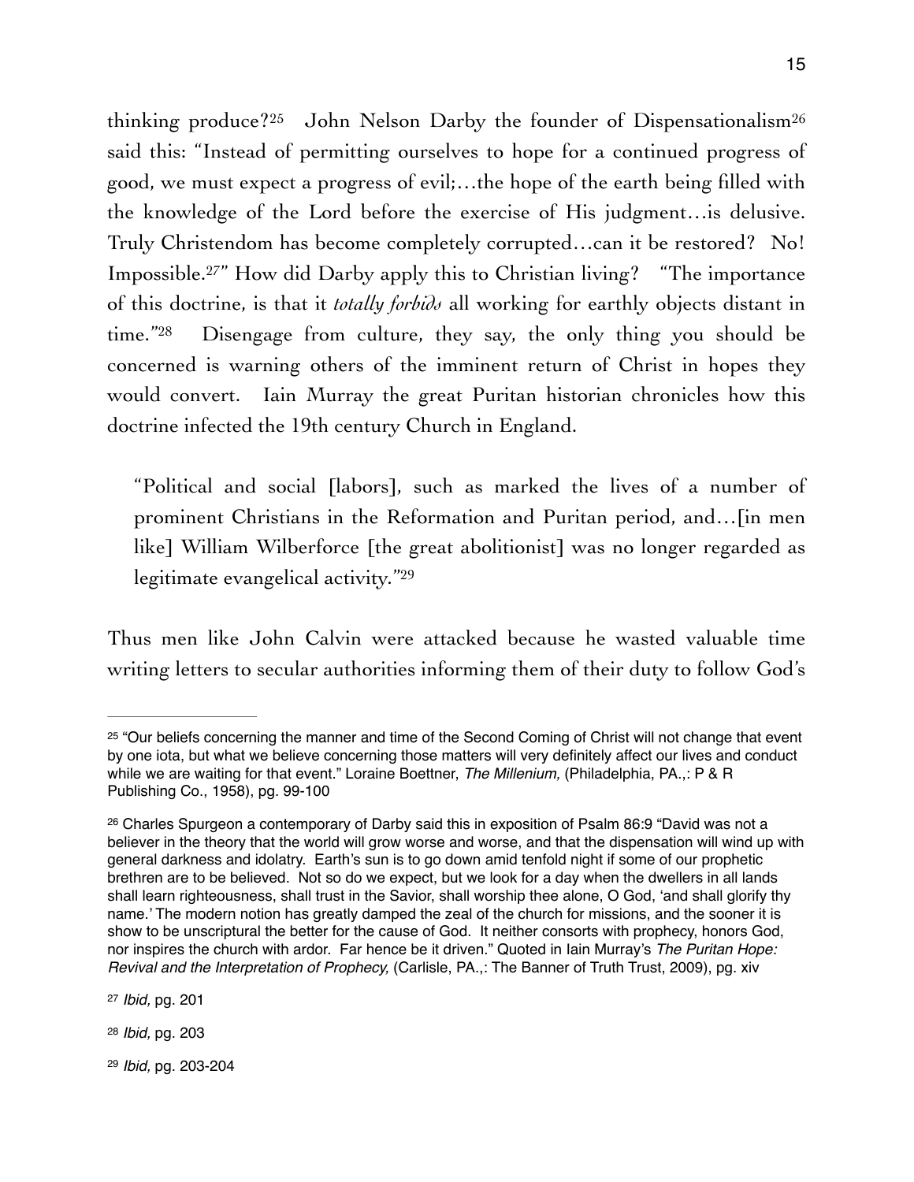thinking produce?[25] John Nelson Darby the founder of Dispensationalism[26] said this: "Instead of permitting ourselves to hope for a continued progress of good, we must expect a progress of evil;…the hope of the earth being filled with the knowledge of the Lord before the exercise of His judgment…is delusive. Truly Christendom has become completely corrupted…can it be restored? No! Impossible.[27]" How did Darby apply this to Christian living? "The importance of this doctrine, is that it *totally forbids* all working for earthly objects distant in time."[28] Disengage from culture, they say, the only thing you should be concerned is warning others of the imminent return of Christ in hopes they would convert. Iain Murray the great Puritan historian chronicles how this doctrine infected the 19th century Church in England.

> "Political and social [labors], such as marked the lives of a number of prominent Christians in the Reformation and Puritan period, and…[in men like] William Wilberforce [the great abolitionist] was no longer regarded as legitimate evangelical activity."[29]

Thus men like John Calvin were attacked because he wasted valuable time writing letters to secular authorities informing them of their duty to follow God's

---

[25] "Our beliefs concerning the manner and time of the Second Coming of Christ will not change that event by one iota, but what we believe concerning those matters will very definitely affect our lives and conduct while we are waiting for that event." Loraine Boettner, *The Millenium,* (Philadelphia, PA.,: P & R Publishing Co., 1958), pg. 99-100

[26] Charles Spurgeon a contemporary of Darby said this in exposition of Psalm 86:9 "David was not a believer in the theory that the world will grow worse and worse, and that the dispensation will wind up with general darkness and idolatry. Earth's sun is to go down amid tenfold night if some of our prophetic brethren are to be believed. Not so do we expect, but we look for a day when the dwellers in all lands shall learn righteousness, shall trust in the Savior, shall worship thee alone, O God, 'and shall glorify thy name.' The modern notion has greatly damped the zeal of the church for missions, and the sooner it is show to be unscriptural the better for the cause of God. It neither consorts with prophecy, honors God, nor inspires the church with ardor. Far hence be it driven." Quoted in Iain Murray's *The Puritan Hope: Revival and the Interpretation of Prophecy,* (Carlisle, PA.,: The Banner of Truth Trust, 2009), pg. xiv

[27] *Ibid,* pg. 201

[28] *Ibid,* pg. 203

[29] *Ibid,* pg. 203-204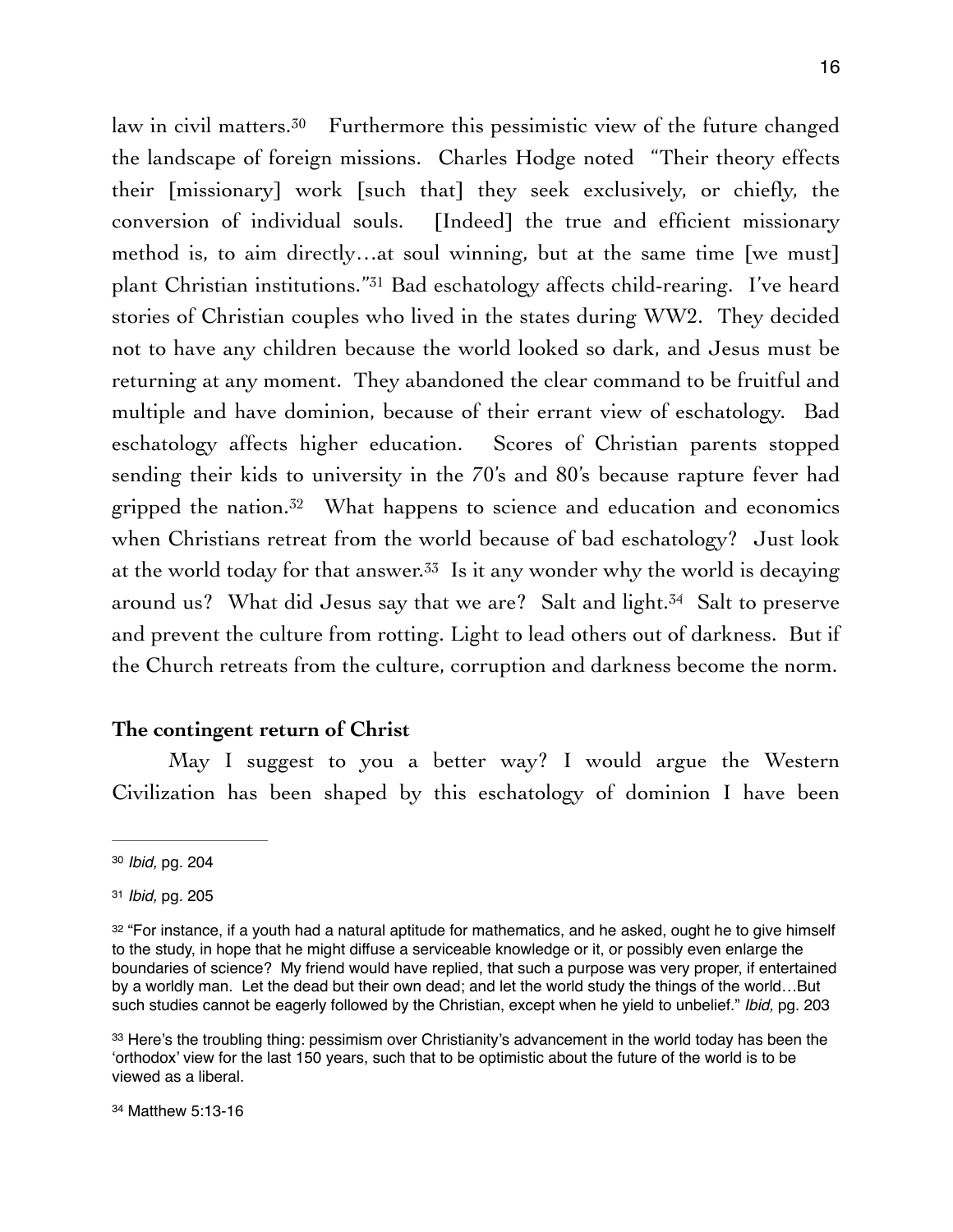law in civil matters.[30] Furthermore this pessimistic view of the future changed the landscape of foreign missions. Charles Hodge noted "Their theory effects their [missionary] work [such that] they seek exclusively, or chiefly, the conversion of individual souls. [Indeed] the true and efficient missionary method is, to aim directly…at soul winning, but at the same time [we must] plant Christian institutions."[31] Bad eschatology affects child-rearing. I've heard stories of Christian couples who lived in the states during WW2. They decided not to have any children because the world looked so dark, and Jesus must be returning at any moment. They abandoned the clear command to be fruitful and multiple and have dominion, because of their errant view of eschatology. Bad eschatology affects higher education. Scores of Christian parents stopped sending their kids to university in the 70's and 80's because rapture fever had gripped the nation.[32] What happens to science and education and economics when Christians retreat from the world because of bad eschatology? Just look at the world today for that answer.[33] Is it any wonder why the world is decaying around us? What did Jesus say that we are? Salt and light.[34] Salt to preserve and prevent the culture from rotting. Light to lead others out of darkness. But if the Church retreats from the culture, corruption and darkness become the norm.

**The contingent return of Christ**

May I suggest to you a better way? I would argue the Western Civilization has been shaped by this eschatology of dominion I have been

---

[30] *Ibid,* pg. 204

[31] *Ibid,* pg. 205

[32] "For instance, if a youth had a natural aptitude for mathematics, and he asked, ought he to give himself to the study, in hope that he might diffuse a serviceable knowledge or it, or possibly even enlarge the boundaries of science? My friend would have replied, that such a purpose was very proper, if entertained by a worldly man. Let the dead but their own dead; and let the world study the things of the world…But such studies cannot be eagerly followed by the Christian, except when he yield to unbelief." *Ibid,* pg. 203

[33] Here's the troubling thing: pessimism over Christianity's advancement in the world today has been the 'orthodox' view for the last 150 years, such that to be optimistic about the future of the world is to be viewed as a liberal.

[34] Matthew 5:13-16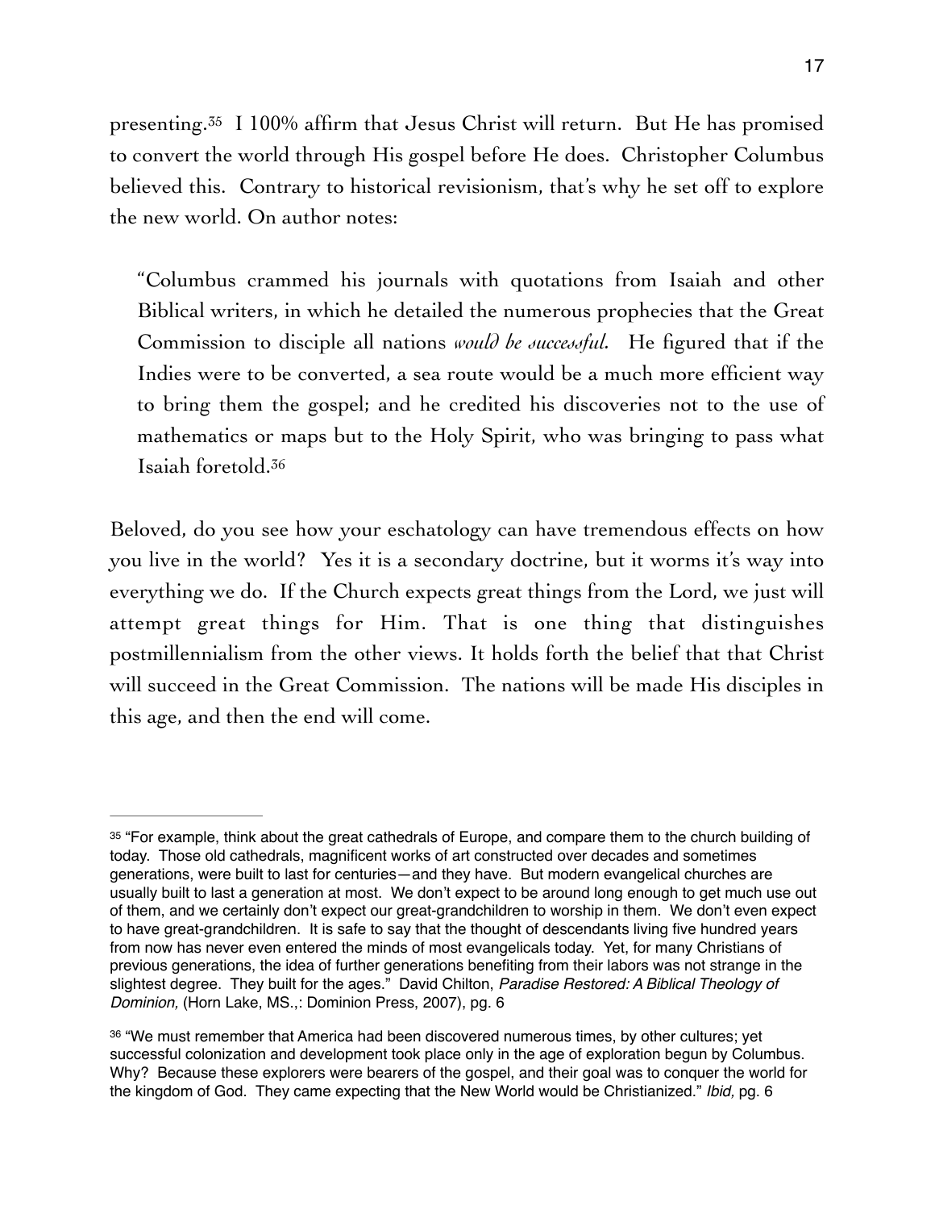presenting.[35] I 100% affirm that Jesus Christ will return. But He has promised to convert the world through His gospel before He does. Christopher Columbus believed this. Contrary to historical revisionism, that's why he set off to explore the new world. On author notes:

> "Columbus crammed his journals with quotations from Isaiah and other Biblical writers, in which he detailed the numerous prophecies that the Great Commission to disciple all nations *would be successful.* He figured that if the Indies were to be converted, a sea route would be a much more efficient way to bring them the gospel; and he credited his discoveries not to the use of mathematics or maps but to the Holy Spirit, who was bringing to pass what Isaiah foretold.[36]

Beloved, do you see how your eschatology can have tremendous effects on how you live in the world? Yes it is a secondary doctrine, but it worms it's way into everything we do. If the Church expects great things from the Lord, we just will attempt great things for Him. That is one thing that distinguishes postmillennialism from the other views. It holds forth the belief that that Christ will succeed in the Great Commission. The nations will be made His disciples in this age, and then the end will come.

---

[35] "For example, think about the great cathedrals of Europe, and compare them to the church building of today. Those old cathedrals, magnificent works of art constructed over decades and sometimes generations, were built to last for centuries—and they have. But modern evangelical churches are usually built to last a generation at most. We don't expect to be around long enough to get much use out of them, and we certainly don't expect our great-grandchildren to worship in them. We don't even expect to have great-grandchildren. It is safe to say that the thought of descendants living five hundred years from now has never even entered the minds of most evangelicals today. Yet, for many Christians of previous generations, the idea of further generations benefiting from their labors was not strange in the slightest degree. They built for the ages." David Chilton, *Paradise Restored: A Biblical Theology of Dominion,* (Horn Lake, MS.,: Dominion Press, 2007), pg. 6

[36] "We must remember that America had been discovered numerous times, by other cultures; yet successful colonization and development took place only in the age of exploration begun by Columbus. Why? Because these explorers were bearers of the gospel, and their goal was to conquer the world for the kingdom of God. They came expecting that the New World would be Christianized." *Ibid,* pg. 6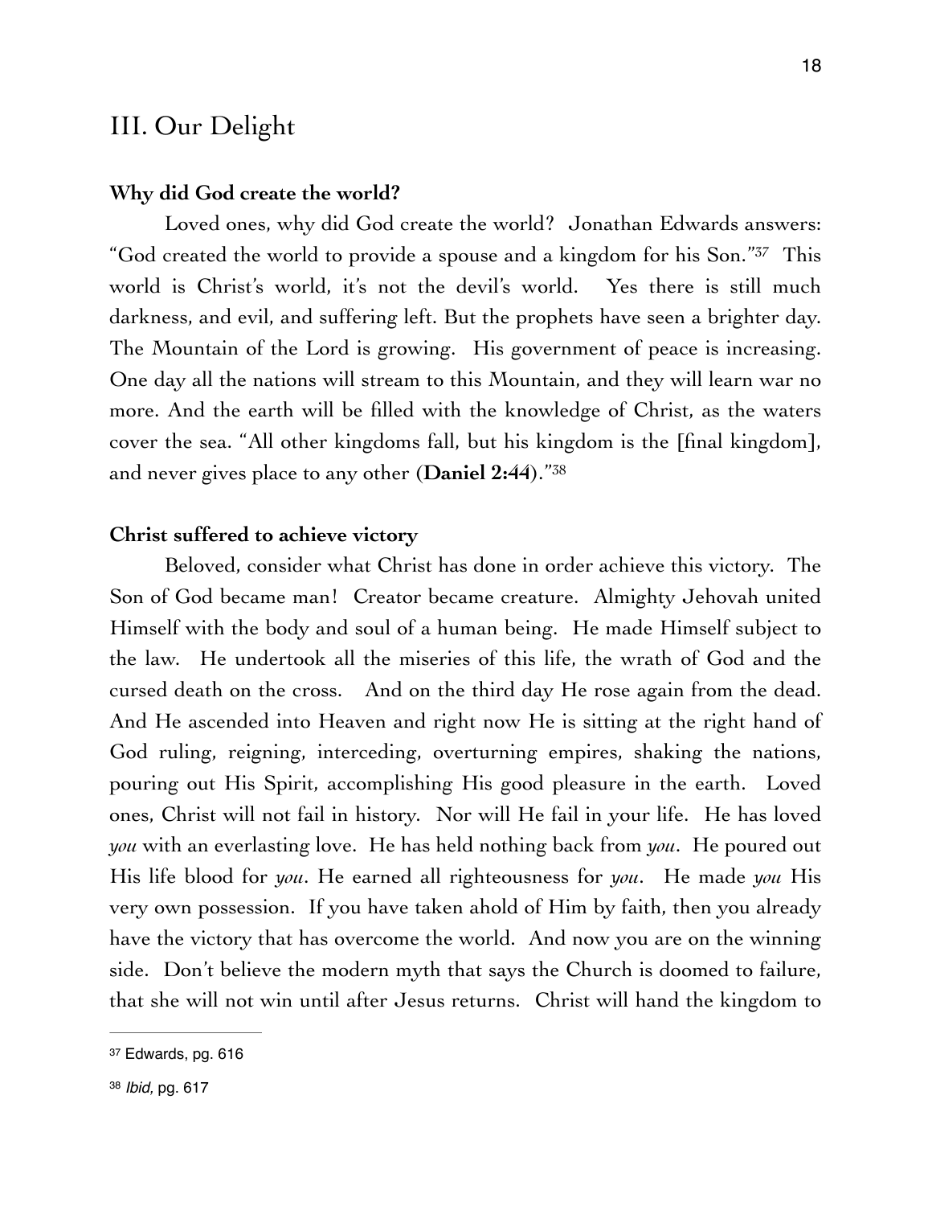## III. Our Delight

**Why did God create the world?**

Loved ones, why did God create the world? Jonathan Edwards answers: "God created the world to provide a spouse and a kingdom for his Son."[37] This world is Christ's world, it's not the devil's world. Yes there is still much darkness, and evil, and suffering left. But the prophets have seen a brighter day. The Mountain of the Lord is growing. His government of peace is increasing. One day all the nations will stream to this Mountain, and they will learn war no more. And the earth will be filled with the knowledge of Christ, as the waters cover the sea. "All other kingdoms fall, but his kingdom is the [final kingdom], and never gives place to any other (**Daniel 2:44**)."[38]

**Christ suffered to achieve victory**

Beloved, consider what Christ has done in order achieve this victory. The Son of God became man! Creator became creature. Almighty Jehovah united Himself with the body and soul of a human being. He made Himself subject to the law. He undertook all the miseries of this life, the wrath of God and the cursed death on the cross. And on the third day He rose again from the dead. And He ascended into Heaven and right now He is sitting at the right hand of God ruling, reigning, interceding, overturning empires, shaking the nations, pouring out His Spirit, accomplishing His good pleasure in the earth. Loved ones, Christ will not fail in history. Nor will He fail in your life. He has loved *you* with an everlasting love. He has held nothing back from *you*. He poured out His life blood for *you*. He earned all righteousness for *you*. He made *you* His very own possession. If you have taken ahold of Him by faith, then you already have the victory that has overcome the world. And now you are on the winning side. Don't believe the modern myth that says the Church is doomed to failure, that she will not win until after Jesus returns. Christ will hand the kingdom to

---

[37] Edwards, pg. 616

[38] *Ibid,* pg. 617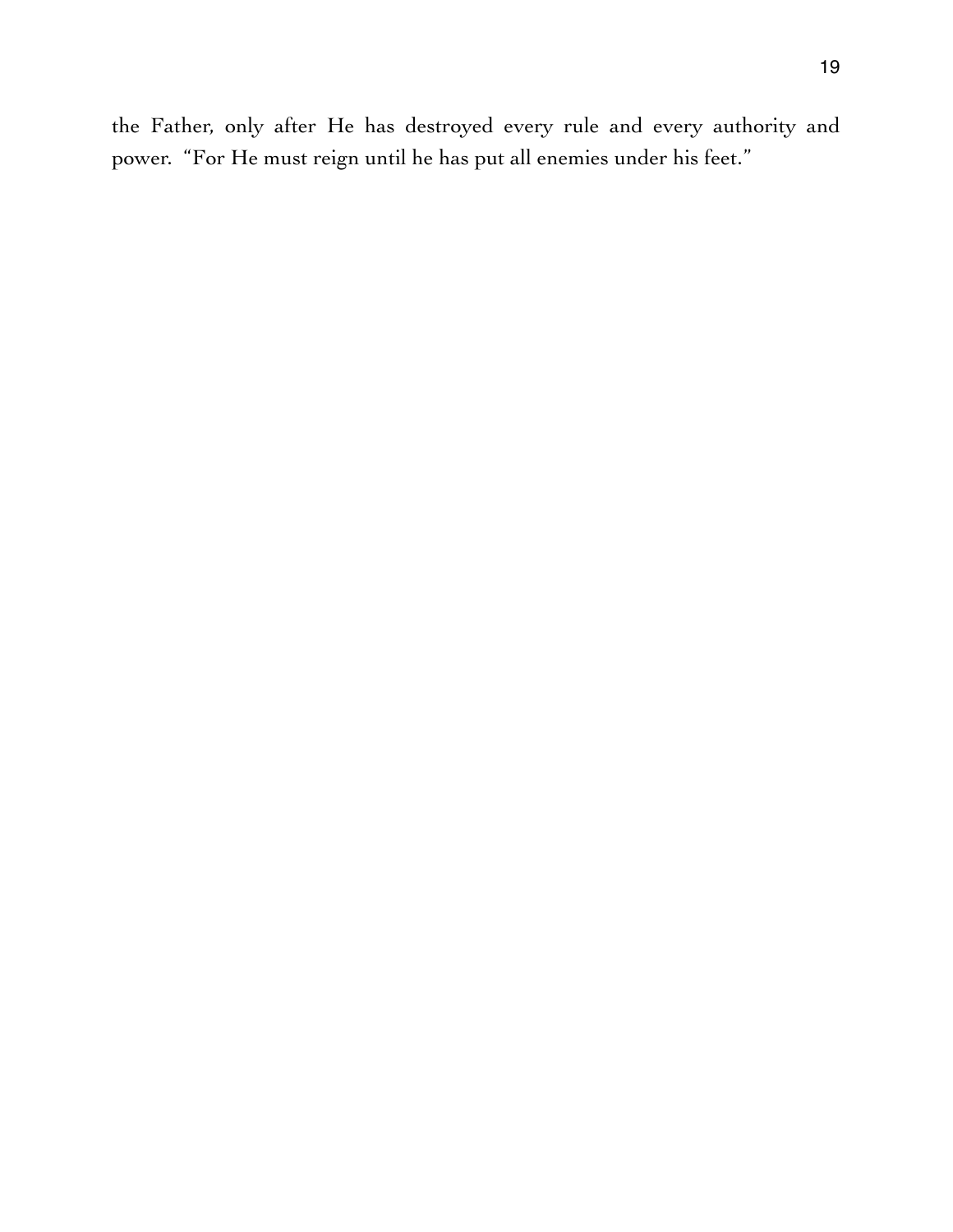the Father, only after He has destroyed every rule and every authority and power. "For He must reign until he has put all enemies under his feet."